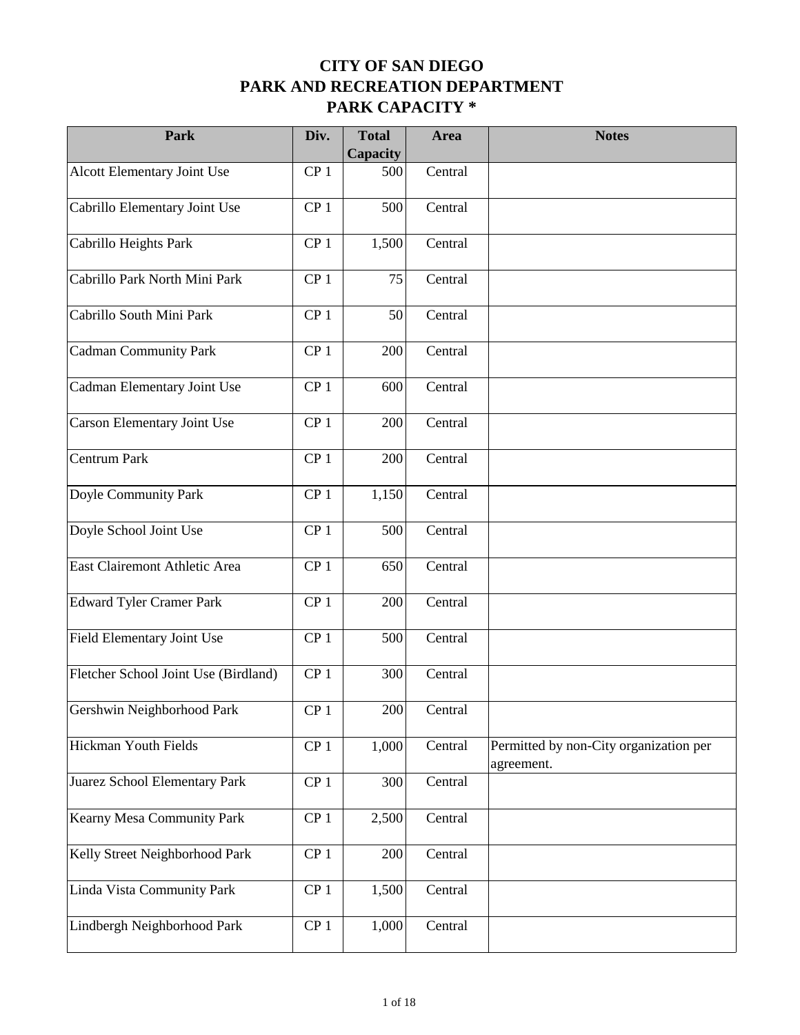# CITY OF SAN DIEGO
# PARK AND RECREATION DEPARTMENT
# PARK CAPACITY *

| Park | Div. | Total Capacity | Area | Notes |
|---|---|---|---|---|
| Alcott Elementary Joint Use | CP 1 | 500 | Central | |
| Cabrillo Elementary Joint Use | CP 1 | 500 | Central | |
| Cabrillo Heights Park | CP 1 | 1,500 | Central | |
| Cabrillo Park North Mini Park | CP 1 | 75 | Central | |
| Cabrillo South Mini Park | CP 1 | 50 | Central | |
| Cadman Community Park | CP 1 | 200 | Central | |
| Cadman Elementary Joint Use | CP 1 | 600 | Central | |
| Carson Elementary Joint Use | CP 1 | 200 | Central | |
| Centrum Park | CP 1 | 200 | Central | |
| Doyle Community Park | CP 1 | 1,150 | Central | |
| Doyle School Joint Use | CP 1 | 500 | Central | |
| East Clairemont Athletic Area | CP 1 | 650 | Central | |
| Edward Tyler Cramer Park | CP 1 | 200 | Central | |
| Field Elementary Joint Use | CP 1 | 500 | Central | |
| Fletcher School Joint Use (Birdland) | CP 1 | 300 | Central | |
| Gershwin Neighborhood Park | CP 1 | 200 | Central | |
| Hickman Youth Fields | CP 1 | 1,000 | Central | Permitted by non-City organization per agreement. |
| Juarez School Elementary Park | CP 1 | 300 | Central | |
| Kearny Mesa Community Park | CP 1 | 2,500 | Central | |
| Kelly Street Neighborhood Park | CP 1 | 200 | Central | |
| Linda Vista Community Park | CP 1 | 1,500 | Central | |
| Lindbergh Neighborhood Park | CP 1 | 1,000 | Central | |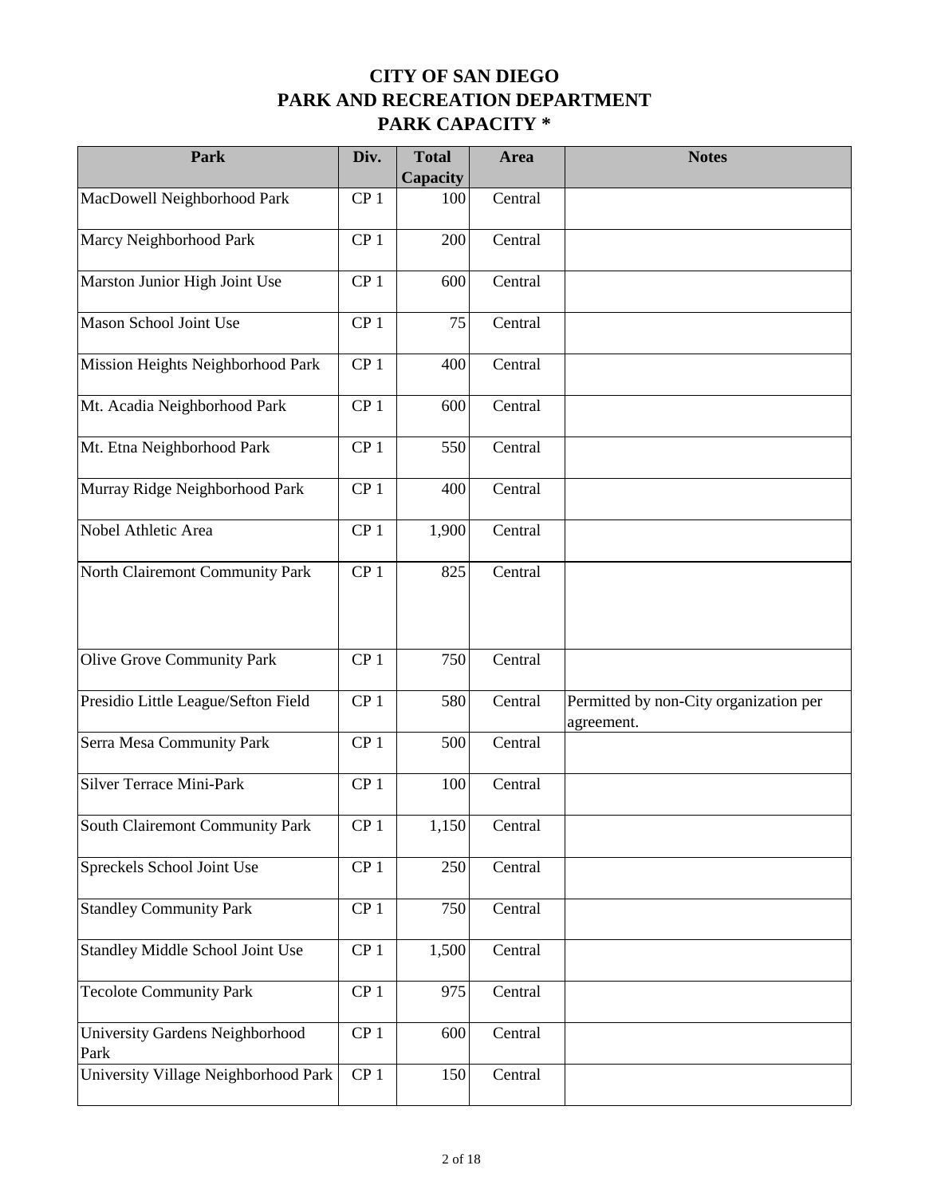# CITY OF SAN DIEGO
# PARK AND RECREATION DEPARTMENT
# PARK CAPACITY *

| Park | Div. | Total Capacity | Area | Notes |
|---|---|---|---|---|
| MacDowell Neighborhood Park | CP 1 | 100 | Central | |
| Marcy Neighborhood Park | CP 1 | 200 | Central | |
| Marston Junior High Joint Use | CP 1 | 600 | Central | |
| Mason School Joint Use | CP 1 | 75 | Central | |
| Mission Heights Neighborhood Park | CP 1 | 400 | Central | |
| Mt. Acadia Neighborhood Park | CP 1 | 600 | Central | |
| Mt. Etna Neighborhood Park | CP 1 | 550 | Central | |
| Murray Ridge Neighborhood Park | CP 1 | 400 | Central | |
| Nobel Athletic Area | CP 1 | 1,900 | Central | |
| North Clairemont Community Park | CP 1 | 825 | Central | |
| Olive Grove Community Park | CP 1 | 750 | Central | |
| Presidio Little League/Sefton Field | CP 1 | 580 | Central | Permitted by non-City organization per agreement. |
| Serra Mesa Community Park | CP 1 | 500 | Central | |
| Silver Terrace Mini-Park | CP 1 | 100 | Central | |
| South Clairemont Community Park | CP 1 | 1,150 | Central | |
| Spreckels School Joint Use | CP 1 | 250 | Central | |
| Standley Community Park | CP 1 | 750 | Central | |
| Standley Middle School Joint Use | CP 1 | 1,500 | Central | |
| Tecolote Community Park | CP 1 | 975 | Central | |
| University Gardens Neighborhood Park | CP 1 | 600 | Central | |
| University Village Neighborhood Park | CP 1 | 150 | Central | |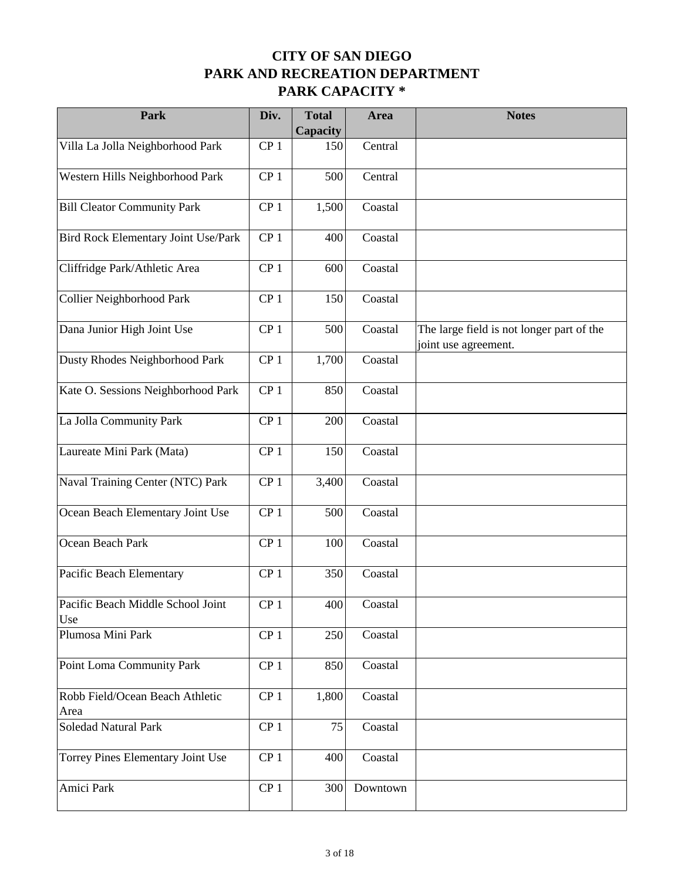# CITY OF SAN DIEGO
# PARK AND RECREATION DEPARTMENT
# PARK CAPACITY *

| Park | Div. | Total Capacity | Area | Notes |
|---|---|---|---|---|
| Villa La Jolla Neighborhood Park | CP 1 | 150 | Central | |
| Western Hills Neighborhood Park | CP 1 | 500 | Central | |
| Bill Cleator Community Park | CP 1 | 1,500 | Coastal | |
| Bird Rock Elementary Joint Use/Park | CP 1 | 400 | Coastal | |
| Cliffridge Park/Athletic Area | CP 1 | 600 | Coastal | |
| Collier Neighborhood Park | CP 1 | 150 | Coastal | |
| Dana Junior High Joint Use | CP 1 | 500 | Coastal | The large field is not longer part of the joint use agreement. |
| Dusty Rhodes Neighborhood Park | CP 1 | 1,700 | Coastal | |
| Kate O. Sessions Neighborhood Park | CP 1 | 850 | Coastal | |
| La Jolla Community Park | CP 1 | 200 | Coastal | |
| Laureate Mini Park (Mata) | CP 1 | 150 | Coastal | |
| Naval Training Center (NTC) Park | CP 1 | 3,400 | Coastal | |
| Ocean Beach Elementary Joint Use | CP 1 | 500 | Coastal | |
| Ocean Beach Park | CP 1 | 100 | Coastal | |
| Pacific Beach Elementary | CP 1 | 350 | Coastal | |
| Pacific Beach Middle School Joint Use | CP 1 | 400 | Coastal | |
| Plumosa Mini Park | CP 1 | 250 | Coastal | |
| Point Loma Community Park | CP 1 | 850 | Coastal | |
| Robb Field/Ocean Beach Athletic Area | CP 1 | 1,800 | Coastal | |
| Soledad Natural Park | CP 1 | 75 | Coastal | |
| Torrey Pines Elementary Joint Use | CP 1 | 400 | Coastal | |
| Amici Park | CP 1 | 300 | Downtown | |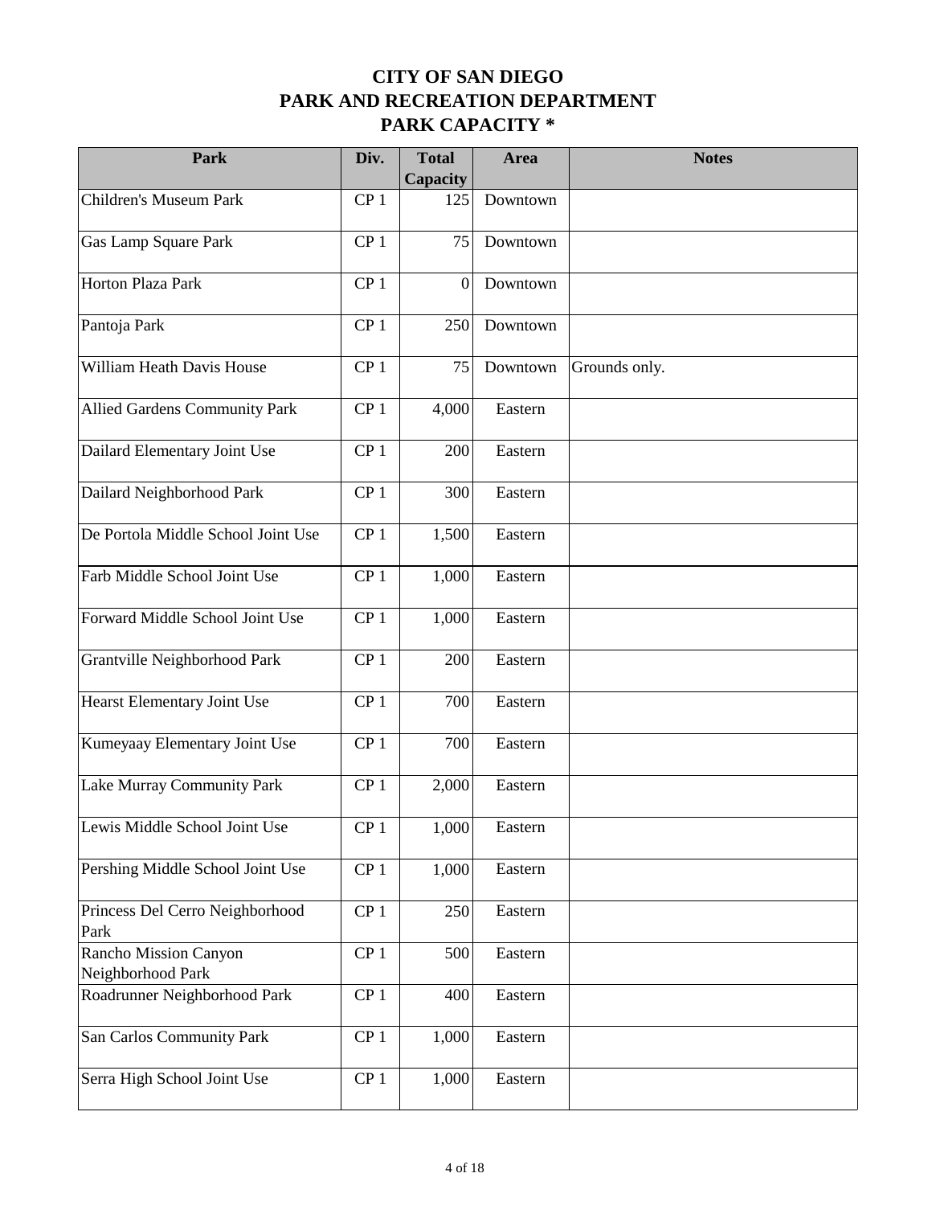# CITY OF SAN DIEGO
# PARK AND RECREATION DEPARTMENT
# PARK CAPACITY *

| Park | Div. | Total Capacity | Area | Notes |
|---|---|---|---|---|
| Children's Museum Park | CP 1 | 125 | Downtown | |
| Gas Lamp Square Park | CP 1 | 75 | Downtown | |
| Horton Plaza Park | CP 1 | 0 | Downtown | |
| Pantoja Park | CP 1 | 250 | Downtown | |
| William Heath Davis House | CP 1 | 75 | Downtown | Grounds only. |
| Allied Gardens Community Park | CP 1 | 4,000 | Eastern | |
| Dailard Elementary Joint Use | CP 1 | 200 | Eastern | |
| Dailard Neighborhood Park | CP 1 | 300 | Eastern | |
| De Portola Middle School Joint Use | CP 1 | 1,500 | Eastern | |
| Farb Middle School Joint Use | CP 1 | 1,000 | Eastern | |
| Forward Middle School Joint Use | CP 1 | 1,000 | Eastern | |
| Grantville Neighborhood Park | CP 1 | 200 | Eastern | |
| Hearst Elementary Joint Use | CP 1 | 700 | Eastern | |
| Kumeyaay Elementary Joint Use | CP 1 | 700 | Eastern | |
| Lake Murray Community Park | CP 1 | 2,000 | Eastern | |
| Lewis Middle School Joint Use | CP 1 | 1,000 | Eastern | |
| Pershing Middle School Joint Use | CP 1 | 1,000 | Eastern | |
| Princess Del Cerro Neighborhood Park | CP 1 | 250 | Eastern | |
| Rancho Mission Canyon Neighborhood Park | CP 1 | 500 | Eastern | |
| Roadrunner Neighborhood Park | CP 1 | 400 | Eastern | |
| San Carlos Community Park | CP 1 | 1,000 | Eastern | |
| Serra High School Joint Use | CP 1 | 1,000 | Eastern | |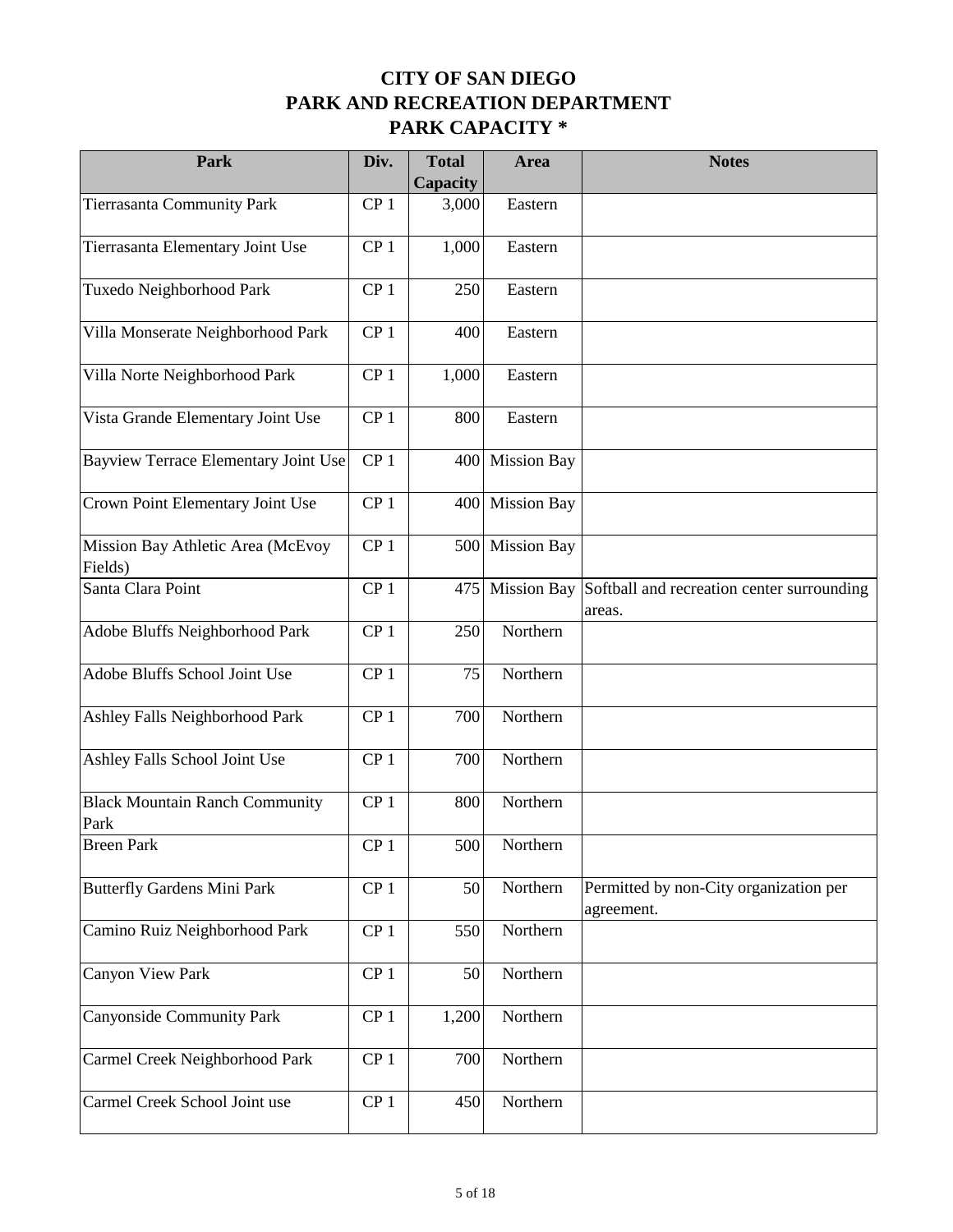# CITY OF SAN DIEGO
# PARK AND RECREATION DEPARTMENT
# PARK CAPACITY *

| Park | Div. | Total Capacity | Area | Notes |
|---|---|---|---|---|
| Tierrasanta Community Park | CP 1 | 3,000 | Eastern | |
| Tierrasanta Elementary Joint Use | CP 1 | 1,000 | Eastern | |
| Tuxedo Neighborhood Park | CP 1 | 250 | Eastern | |
| Villa Monserate Neighborhood Park | CP 1 | 400 | Eastern | |
| Villa Norte Neighborhood Park | CP 1 | 1,000 | Eastern | |
| Vista Grande Elementary Joint Use | CP 1 | 800 | Eastern | |
| Bayview Terrace Elementary Joint Use | CP 1 | 400 | Mission Bay | |
| Crown Point Elementary Joint Use | CP 1 | 400 | Mission Bay | |
| Mission Bay Athletic Area (McEvoy Fields) | CP 1 | 500 | Mission Bay | |
| Santa Clara Point | CP 1 | 475 | Mission Bay | Softball and recreation center surrounding areas. |
| Adobe Bluffs Neighborhood Park | CP 1 | 250 | Northern | |
| Adobe Bluffs School Joint Use | CP 1 | 75 | Northern | |
| Ashley Falls Neighborhood Park | CP 1 | 700 | Northern | |
| Ashley Falls School Joint Use | CP 1 | 700 | Northern | |
| Black Mountain Ranch Community Park | CP 1 | 800 | Northern | |
| Breen Park | CP 1 | 500 | Northern | |
| Butterfly Gardens Mini Park | CP 1 | 50 | Northern | Permitted by non-City organization per agreement. |
| Camino Ruiz Neighborhood Park | CP 1 | 550 | Northern | |
| Canyon View Park | CP 1 | 50 | Northern | |
| Canyonside Community Park | CP 1 | 1,200 | Northern | |
| Carmel Creek Neighborhood Park | CP 1 | 700 | Northern | |
| Carmel Creek School Joint use | CP 1 | 450 | Northern | |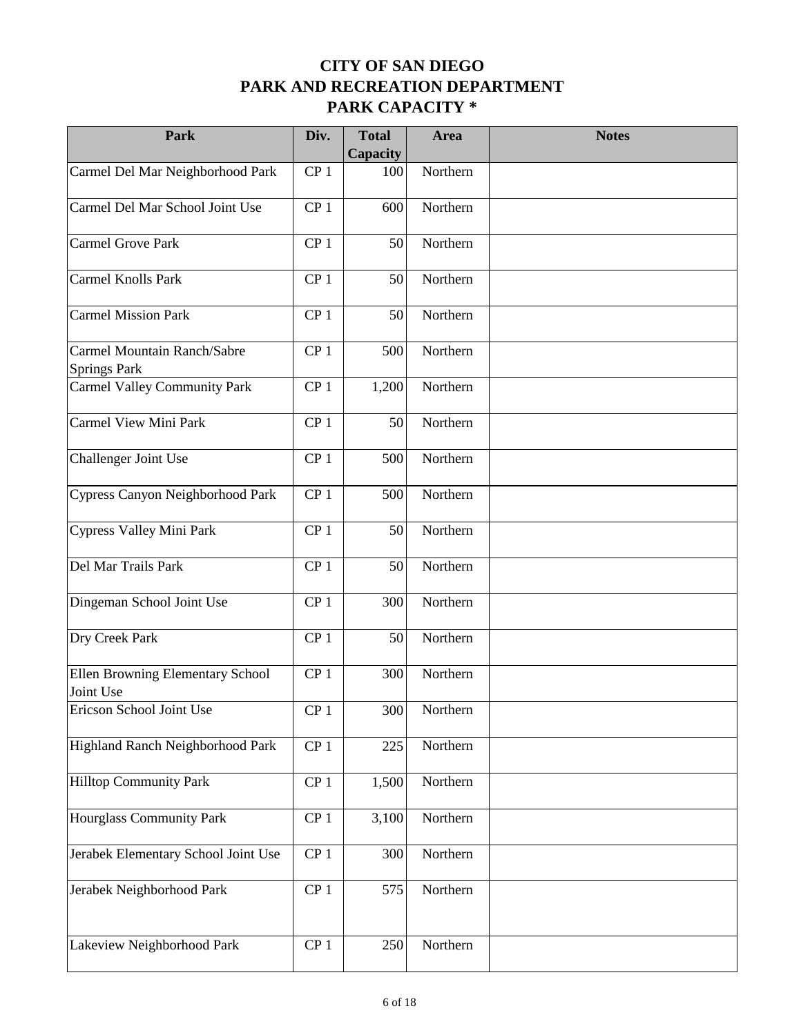# CITY OF SAN DIEGO
# PARK AND RECREATION DEPARTMENT
# PARK CAPACITY *

| Park | Div. | Total Capacity | Area | Notes |
|---|---|---|---|---|
| Carmel Del Mar Neighborhood Park | CP 1 | 100 | Northern | |
| Carmel Del Mar School Joint Use | CP 1 | 600 | Northern | |
| Carmel Grove Park | CP 1 | 50 | Northern | |
| Carmel Knolls Park | CP 1 | 50 | Northern | |
| Carmel Mission Park | CP 1 | 50 | Northern | |
| Carmel Mountain Ranch/Sabre Springs Park | CP 1 | 500 | Northern | |
| Carmel Valley Community Park | CP 1 | 1,200 | Northern | |
| Carmel View Mini Park | CP 1 | 50 | Northern | |
| Challenger Joint Use | CP 1 | 500 | Northern | |
| Cypress Canyon Neighborhood Park | CP 1 | 500 | Northern | |
| Cypress Valley Mini Park | CP 1 | 50 | Northern | |
| Del Mar Trails Park | CP 1 | 50 | Northern | |
| Dingeman School Joint Use | CP 1 | 300 | Northern | |
| Dry Creek Park | CP 1 | 50 | Northern | |
| Ellen Browning Elementary School Joint Use | CP 1 | 300 | Northern | |
| Ericson School Joint Use | CP 1 | 300 | Northern | |
| Highland Ranch Neighborhood Park | CP 1 | 225 | Northern | |
| Hilltop Community Park | CP 1 | 1,500 | Northern | |
| Hourglass Community Park | CP 1 | 3,100 | Northern | |
| Jerabek Elementary School Joint Use | CP 1 | 300 | Northern | |
| Jerabek Neighborhood Park | CP 1 | 575 | Northern | |
| Lakeview Neighborhood Park | CP 1 | 250 | Northern | |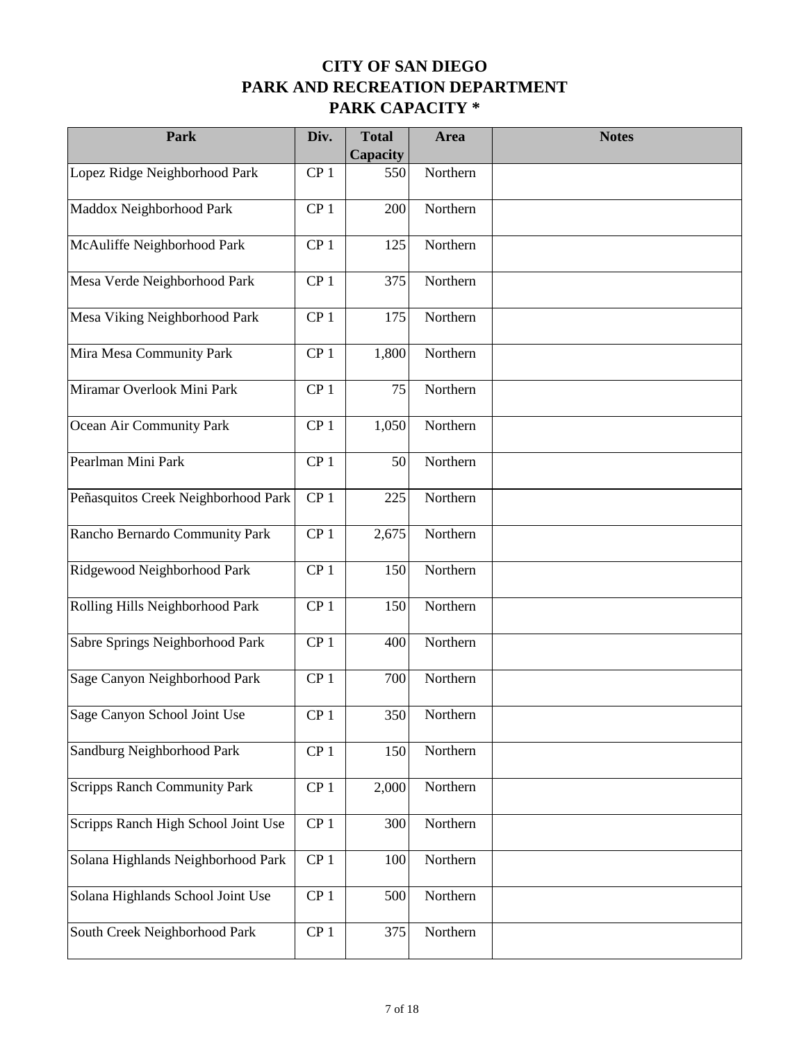# CITY OF SAN DIEGO
# PARK AND RECREATION DEPARTMENT
# PARK CAPACITY *

| Park | Div. | Total Capacity | Area | Notes |
|---|---|---|---|---|
| Lopez Ridge Neighborhood Park | CP 1 | 550 | Northern | |
| Maddox Neighborhood Park | CP 1 | 200 | Northern | |
| McAuliffe Neighborhood Park | CP 1 | 125 | Northern | |
| Mesa Verde Neighborhood Park | CP 1 | 375 | Northern | |
| Mesa Viking Neighborhood Park | CP 1 | 175 | Northern | |
| Mira Mesa Community Park | CP 1 | 1,800 | Northern | |
| Miramar Overlook Mini Park | CP 1 | 75 | Northern | |
| Ocean Air Community Park | CP 1 | 1,050 | Northern | |
| Pearlman Mini Park | CP 1 | 50 | Northern | |
| Peñasquitos Creek Neighborhood Park | CP 1 | 225 | Northern | |
| Rancho Bernardo Community Park | CP 1 | 2,675 | Northern | |
| Ridgewood Neighborhood Park | CP 1 | 150 | Northern | |
| Rolling Hills Neighborhood Park | CP 1 | 150 | Northern | |
| Sabre Springs Neighborhood Park | CP 1 | 400 | Northern | |
| Sage Canyon Neighborhood Park | CP 1 | 700 | Northern | |
| Sage Canyon School Joint Use | CP 1 | 350 | Northern | |
| Sandburg Neighborhood Park | CP 1 | 150 | Northern | |
| Scripps Ranch Community Park | CP 1 | 2,000 | Northern | |
| Scripps Ranch High School Joint Use | CP 1 | 300 | Northern | |
| Solana Highlands Neighborhood Park | CP 1 | 100 | Northern | |
| Solana Highlands School Joint Use | CP 1 | 500 | Northern | |
| South Creek Neighborhood Park | CP 1 | 375 | Northern | |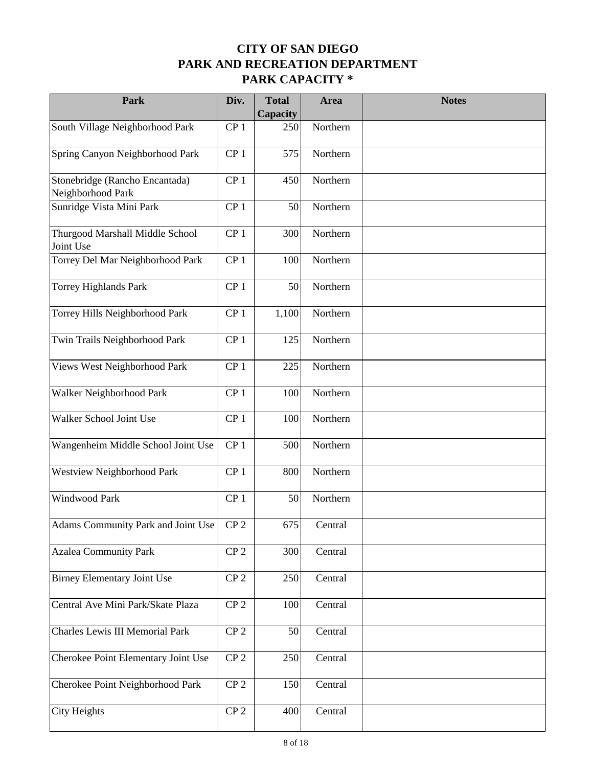# CITY OF SAN DIEGO
# PARK AND RECREATION DEPARTMENT
# PARK CAPACITY *

| Park | Div. | Total Capacity | Area | Notes |
|---|---|---|---|---|
| South Village Neighborhood Park | CP 1 | 250 | Northern | |
| Spring Canyon Neighborhood Park | CP 1 | 575 | Northern | |
| Stonebridge (Rancho Encantada) Neighborhood Park | CP 1 | 450 | Northern | |
| Sunridge Vista Mini Park | CP 1 | 50 | Northern | |
| Thurgood Marshall Middle School Joint Use | CP 1 | 300 | Northern | |
| Torrey Del Mar Neighborhood Park | CP 1 | 100 | Northern | |
| Torrey Highlands Park | CP 1 | 50 | Northern | |
| Torrey Hills Neighborhood Park | CP 1 | 1,100 | Northern | |
| Twin Trails Neighborhood Park | CP 1 | 125 | Northern | |
| Views West Neighborhood Park | CP 1 | 225 | Northern | |
| Walker Neighborhood Park | CP 1 | 100 | Northern | |
| Walker School Joint Use | CP 1 | 100 | Northern | |
| Wangenheim Middle School Joint Use | CP 1 | 500 | Northern | |
| Westview Neighborhood Park | CP 1 | 800 | Northern | |
| Windwood Park | CP 1 | 50 | Northern | |
| Adams Community Park and Joint Use | CP 2 | 675 | Central | |
| Azalea Community Park | CP 2 | 300 | Central | |
| Birney Elementary Joint Use | CP 2 | 250 | Central | |
| Central Ave Mini Park/Skate Plaza | CP 2 | 100 | Central | |
| Charles Lewis III Memorial Park | CP 2 | 50 | Central | |
| Cherokee Point Elementary Joint Use | CP 2 | 250 | Central | |
| Cherokee Point Neighborhood Park | CP 2 | 150 | Central | |
| City Heights | CP 2 | 400 | Central | |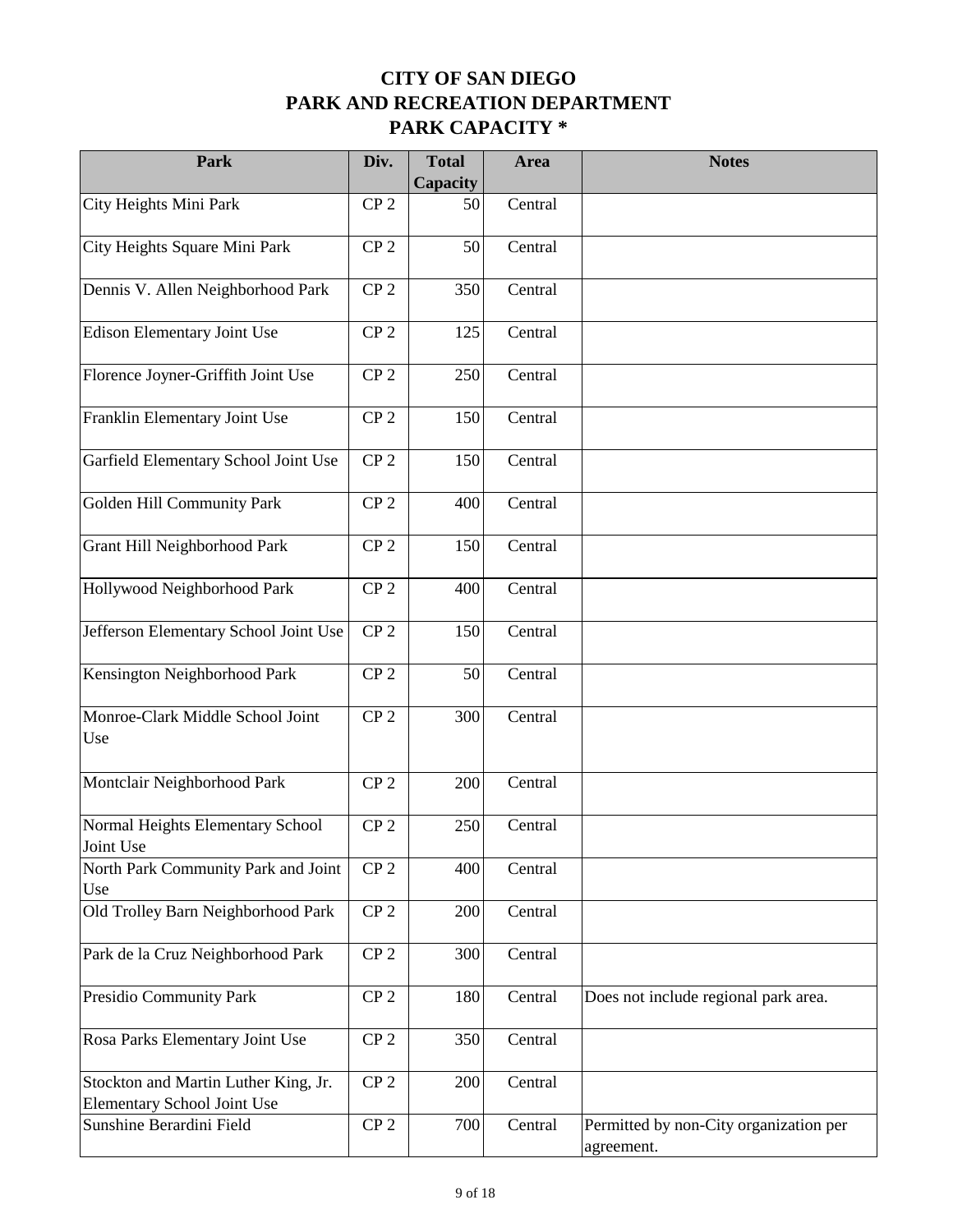# CITY OF SAN DIEGO
## PARK AND RECREATION DEPARTMENT
## PARK CAPACITY *

| Park | Div. | Total Capacity | Area | Notes |
|---|---|---|---|---|
| City Heights Mini Park | CP 2 | 50 | Central | |
| City Heights Square Mini Park | CP 2 | 50 | Central | |
| Dennis V. Allen Neighborhood Park | CP 2 | 350 | Central | |
| Edison Elementary Joint Use | CP 2 | 125 | Central | |
| Florence Joyner-Griffith Joint Use | CP 2 | 250 | Central | |
| Franklin Elementary Joint Use | CP 2 | 150 | Central | |
| Garfield Elementary School Joint Use | CP 2 | 150 | Central | |
| Golden Hill Community Park | CP 2 | 400 | Central | |
| Grant Hill Neighborhood Park | CP 2 | 150 | Central | |
| Hollywood Neighborhood Park | CP 2 | 400 | Central | |
| Jefferson Elementary School Joint Use | CP 2 | 150 | Central | |
| Kensington Neighborhood Park | CP 2 | 50 | Central | |
| Monroe-Clark Middle School Joint Use | CP 2 | 300 | Central | |
| Montclair Neighborhood Park | CP 2 | 200 | Central | |
| Normal Heights Elementary School Joint Use | CP 2 | 250 | Central | |
| North Park Community Park and Joint Use | CP 2 | 400 | Central | |
| Old Trolley Barn Neighborhood Park | CP 2 | 200 | Central | |
| Park de la Cruz Neighborhood Park | CP 2 | 300 | Central | |
| Presidio Community Park | CP 2 | 180 | Central | Does not include regional park area. |
| Rosa Parks Elementary Joint Use | CP 2 | 350 | Central | |
| Stockton and Martin Luther King, Jr. Elementary School Joint Use | CP 2 | 200 | Central | |
| Sunshine Berardini Field | CP 2 | 700 | Central | Permitted by non-City organization per agreement. |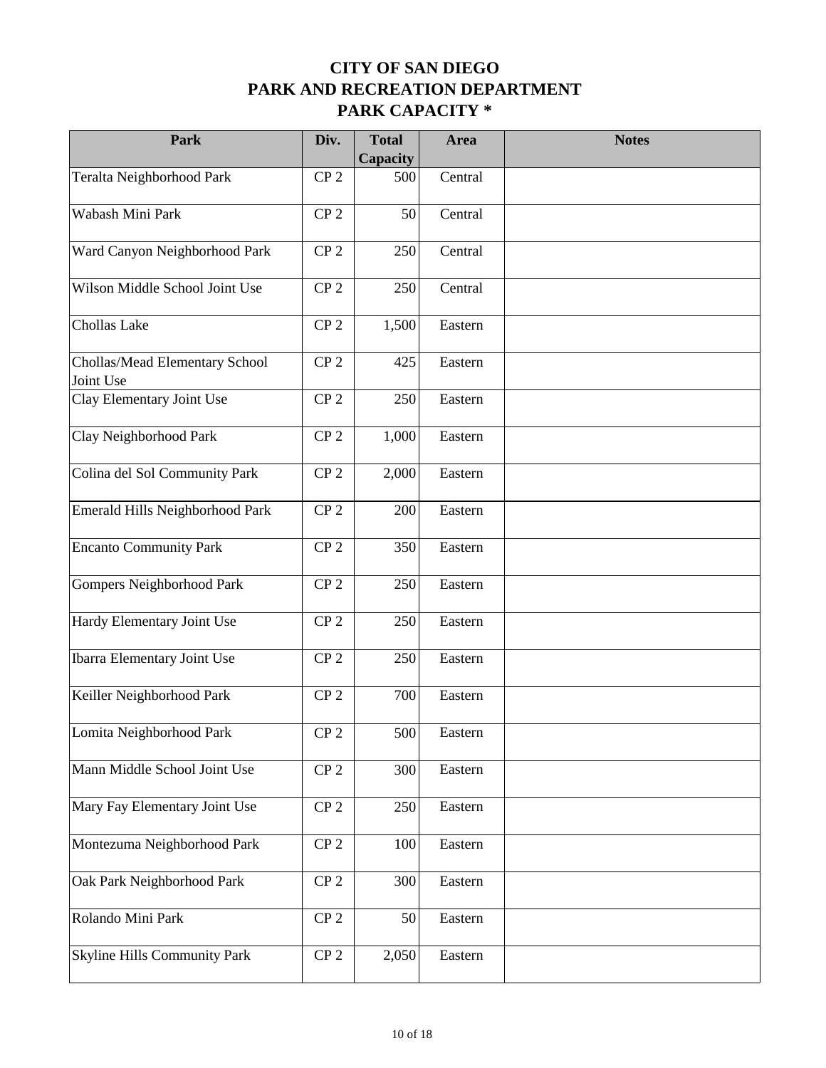# CITY OF SAN DIEGO
# PARK AND RECREATION DEPARTMENT
# PARK CAPACITY *

| Park | Div. | Total Capacity | Area | Notes |
|---|---|---|---|---|
| Teralta Neighborhood Park | CP 2 | 500 | Central | |
| Wabash Mini Park | CP 2 | 50 | Central | |
| Ward Canyon Neighborhood Park | CP 2 | 250 | Central | |
| Wilson Middle School Joint Use | CP 2 | 250 | Central | |
| Chollas Lake | CP 2 | 1,500 | Eastern | |
| Chollas/Mead Elementary School Joint Use | CP 2 | 425 | Eastern | |
| Clay Elementary Joint Use | CP 2 | 250 | Eastern | |
| Clay Neighborhood Park | CP 2 | 1,000 | Eastern | |
| Colina del Sol Community Park | CP 2 | 2,000 | Eastern | |
| Emerald Hills Neighborhood Park | CP 2 | 200 | Eastern | |
| Encanto Community Park | CP 2 | 350 | Eastern | |
| Gompers Neighborhood Park | CP 2 | 250 | Eastern | |
| Hardy Elementary Joint Use | CP 2 | 250 | Eastern | |
| Ibarra Elementary Joint Use | CP 2 | 250 | Eastern | |
| Keiller Neighborhood Park | CP 2 | 700 | Eastern | |
| Lomita Neighborhood Park | CP 2 | 500 | Eastern | |
| Mann Middle School Joint Use | CP 2 | 300 | Eastern | |
| Mary Fay Elementary Joint Use | CP 2 | 250 | Eastern | |
| Montezuma Neighborhood Park | CP 2 | 100 | Eastern | |
| Oak Park Neighborhood Park | CP 2 | 300 | Eastern | |
| Rolando Mini Park | CP 2 | 50 | Eastern | |
| Skyline Hills Community Park | CP 2 | 2,050 | Eastern | |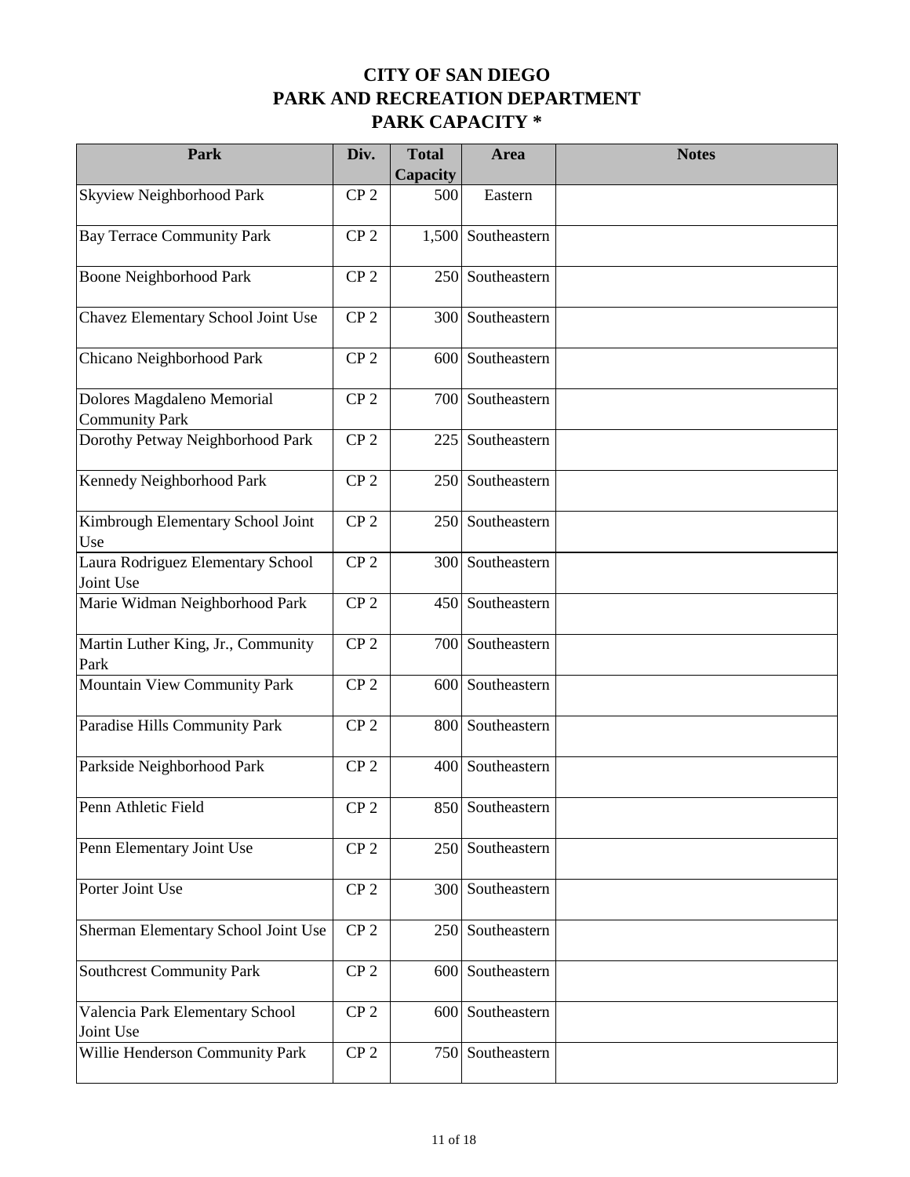# CITY OF SAN DIEGO
# PARK AND RECREATION DEPARTMENT
# PARK CAPACITY *

| Park | Div. | Total Capacity | Area | Notes |
|---|---|---|---|---|
| Skyview Neighborhood Park | CP 2 | 500 | Eastern | |
| Bay Terrace Community Park | CP 2 | 1,500 | Southeastern | |
| Boone Neighborhood Park | CP 2 | 250 | Southeastern | |
| Chavez Elementary School Joint Use | CP 2 | 300 | Southeastern | |
| Chicano Neighborhood Park | CP 2 | 600 | Southeastern | |
| Dolores Magdaleno Memorial Community Park | CP 2 | 700 | Southeastern | |
| Dorothy Petway Neighborhood Park | CP 2 | 225 | Southeastern | |
| Kennedy Neighborhood Park | CP 2 | 250 | Southeastern | |
| Kimbrough Elementary School Joint Use | CP 2 | 250 | Southeastern | |
| Laura Rodriguez Elementary School Joint Use | CP 2 | 300 | Southeastern | |
| Marie Widman Neighborhood Park | CP 2 | 450 | Southeastern | |
| Martin Luther King, Jr., Community Park | CP 2 | 700 | Southeastern | |
| Mountain View Community Park | CP 2 | 600 | Southeastern | |
| Paradise Hills Community Park | CP 2 | 800 | Southeastern | |
| Parkside Neighborhood Park | CP 2 | 400 | Southeastern | |
| Penn Athletic Field | CP 2 | 850 | Southeastern | |
| Penn Elementary Joint Use | CP 2 | 250 | Southeastern | |
| Porter Joint Use | CP 2 | 300 | Southeastern | |
| Sherman Elementary School Joint Use | CP 2 | 250 | Southeastern | |
| Southcrest Community Park | CP 2 | 600 | Southeastern | |
| Valencia Park Elementary School Joint Use | CP 2 | 600 | Southeastern | |
| Willie Henderson Community Park | CP 2 | 750 | Southeastern | |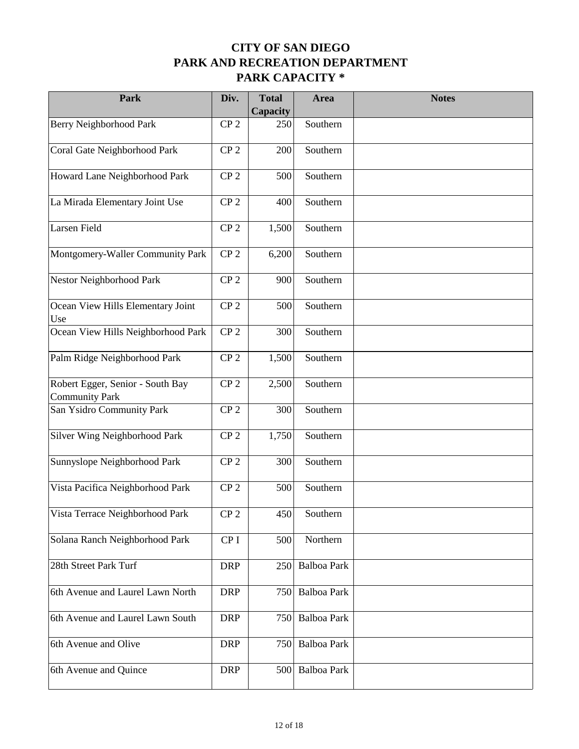# CITY OF SAN DIEGO
# PARK AND RECREATION DEPARTMENT
# PARK CAPACITY *

| Park | Div. | Total Capacity | Area | Notes |
|---|---|---|---|---|
| Berry Neighborhood Park | CP 2 | 250 | Southern | |
| Coral Gate Neighborhood Park | CP 2 | 200 | Southern | |
| Howard Lane Neighborhood Park | CP 2 | 500 | Southern | |
| La Mirada Elementary Joint Use | CP 2 | 400 | Southern | |
| Larsen Field | CP 2 | 1,500 | Southern | |
| Montgomery-Waller Community Park | CP 2 | 6,200 | Southern | |
| Nestor Neighborhood Park | CP 2 | 900 | Southern | |
| Ocean View Hills Elementary Joint Use | CP 2 | 500 | Southern | |
| Ocean View Hills Neighborhood Park | CP 2 | 300 | Southern | |
| Palm Ridge Neighborhood Park | CP 2 | 1,500 | Southern | |
| Robert Egger, Senior - South Bay Community Park | CP 2 | 2,500 | Southern | |
| San Ysidro Community Park | CP 2 | 300 | Southern | |
| Silver Wing Neighborhood Park | CP 2 | 1,750 | Southern | |
| Sunnyslope Neighborhood Park | CP 2 | 300 | Southern | |
| Vista Pacifica Neighborhood Park | CP 2 | 500 | Southern | |
| Vista Terrace Neighborhood Park | CP 2 | 450 | Southern | |
| Solana Ranch Neighborhood Park | CP I | 500 | Northern | |
| 28th Street Park Turf | DRP | 250 | Balboa Park | |
| 6th Avenue and Laurel Lawn North | DRP | 750 | Balboa Park | |
| 6th Avenue and Laurel Lawn South | DRP | 750 | Balboa Park | |
| 6th Avenue and Olive | DRP | 750 | Balboa Park | |
| 6th Avenue and Quince | DRP | 500 | Balboa Park | |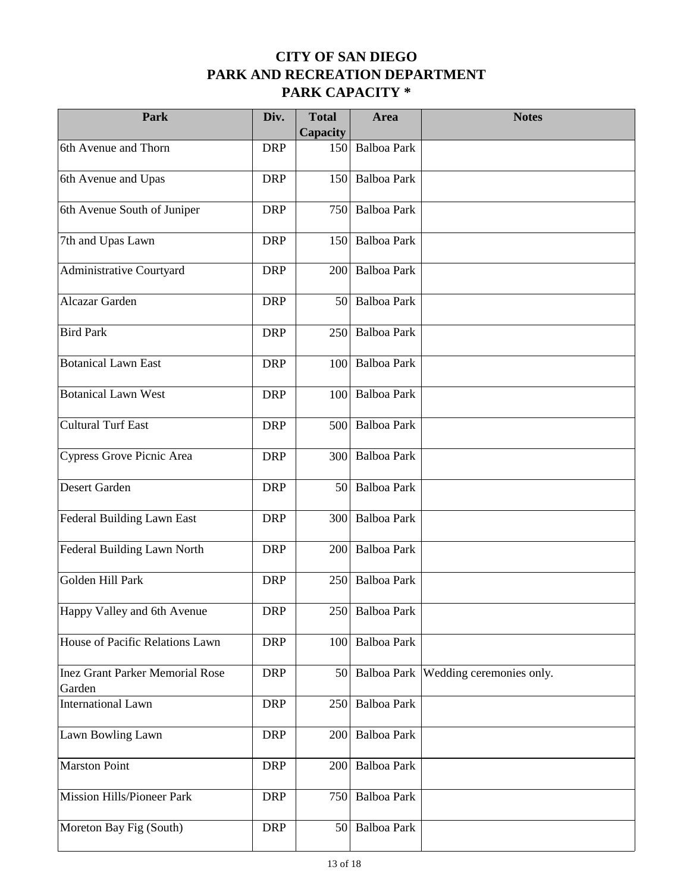# CITY OF SAN DIEGO
# PARK AND RECREATION DEPARTMENT
# PARK CAPACITY *

| Park | Div. | Total Capacity | Area | Notes |
|---|---|---|---|---|
| 6th Avenue and Thorn | DRP | 150 | Balboa Park | |
| 6th Avenue and Upas | DRP | 150 | Balboa Park | |
| 6th Avenue South of Juniper | DRP | 750 | Balboa Park | |
| 7th and Upas Lawn | DRP | 150 | Balboa Park | |
| Administrative Courtyard | DRP | 200 | Balboa Park | |
| Alcazar Garden | DRP | 50 | Balboa Park | |
| Bird Park | DRP | 250 | Balboa Park | |
| Botanical Lawn East | DRP | 100 | Balboa Park | |
| Botanical Lawn West | DRP | 100 | Balboa Park | |
| Cultural Turf East | DRP | 500 | Balboa Park | |
| Cypress Grove Picnic Area | DRP | 300 | Balboa Park | |
| Desert Garden | DRP | 50 | Balboa Park | |
| Federal Building Lawn East | DRP | 300 | Balboa Park | |
| Federal Building Lawn North | DRP | 200 | Balboa Park | |
| Golden Hill Park | DRP | 250 | Balboa Park | |
| Happy Valley and 6th Avenue | DRP | 250 | Balboa Park | |
| House of Pacific Relations Lawn | DRP | 100 | Balboa Park | |
| Inez Grant Parker Memorial Rose Garden | DRP | 50 | Balboa Park | Wedding ceremonies only. |
| International Lawn | DRP | 250 | Balboa Park | |
| Lawn Bowling Lawn | DRP | 200 | Balboa Park | |
| Marston Point | DRP | 200 | Balboa Park | |
| Mission Hills/Pioneer Park | DRP | 750 | Balboa Park | |
| Moreton Bay Fig (South) | DRP | 50 | Balboa Park | |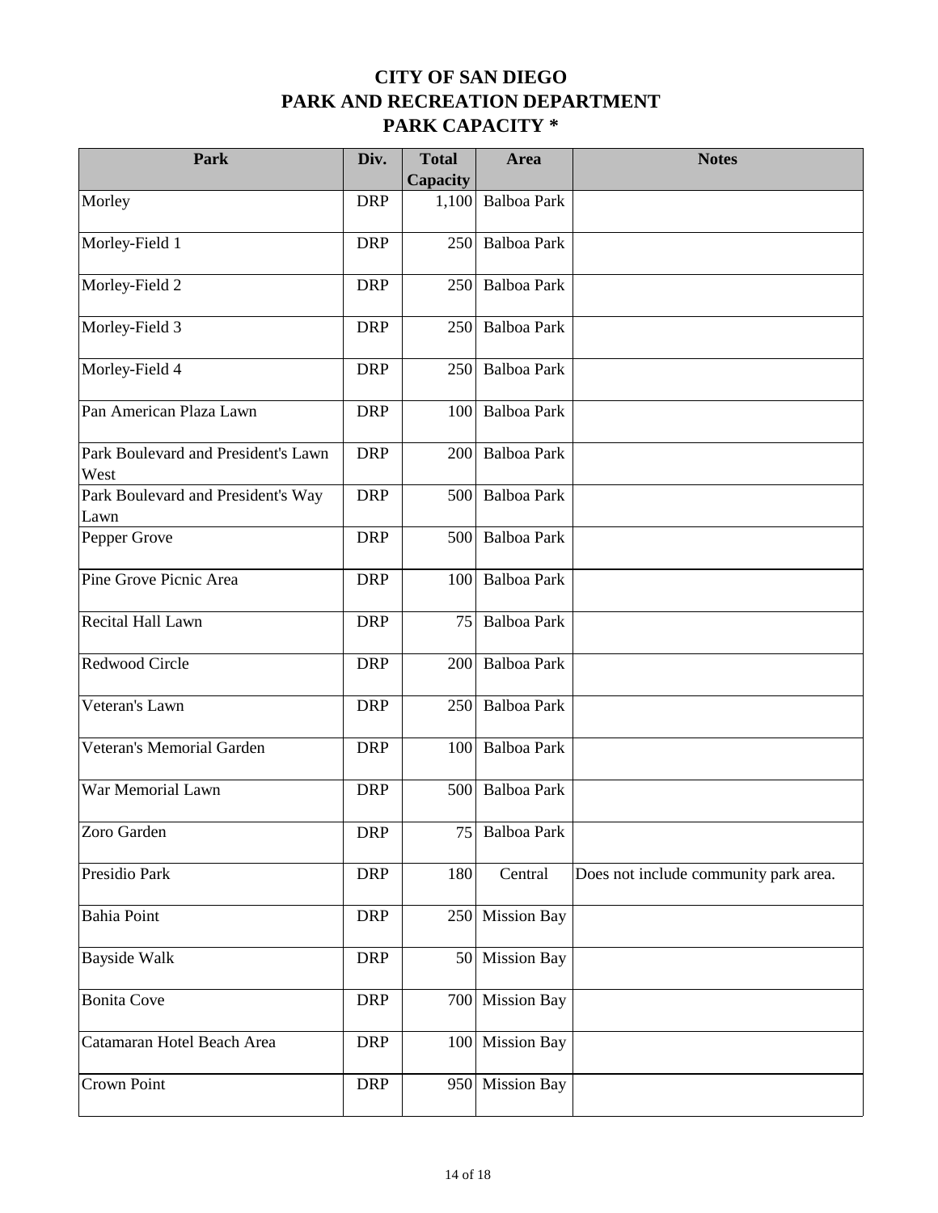# CITY OF SAN DIEGO
# PARK AND RECREATION DEPARTMENT
# PARK CAPACITY *

| Park | Div. | Total Capacity | Area | Notes |
|---|---|---|---|---|
| Morley | DRP | 1,100 | Balboa Park | |
| Morley-Field 1 | DRP | 250 | Balboa Park | |
| Morley-Field 2 | DRP | 250 | Balboa Park | |
| Morley-Field 3 | DRP | 250 | Balboa Park | |
| Morley-Field 4 | DRP | 250 | Balboa Park | |
| Pan American Plaza Lawn | DRP | 100 | Balboa Park | |
| Park Boulevard and President's Lawn West | DRP | 200 | Balboa Park | |
| Park Boulevard and President's Way Lawn | DRP | 500 | Balboa Park | |
| Pepper Grove | DRP | 500 | Balboa Park | |
| Pine Grove Picnic Area | DRP | 100 | Balboa Park | |
| Recital Hall Lawn | DRP | 75 | Balboa Park | |
| Redwood Circle | DRP | 200 | Balboa Park | |
| Veteran's Lawn | DRP | 250 | Balboa Park | |
| Veteran's Memorial Garden | DRP | 100 | Balboa Park | |
| War Memorial Lawn | DRP | 500 | Balboa Park | |
| Zoro Garden | DRP | 75 | Balboa Park | |
| Presidio Park | DRP | 180 | Central | Does not include community park area. |
| Bahia Point | DRP | 250 | Mission Bay | |
| Bayside Walk | DRP | 50 | Mission Bay | |
| Bonita Cove | DRP | 700 | Mission Bay | |
| Catamaran Hotel Beach Area | DRP | 100 | Mission Bay | |
| Crown Point | DRP | 950 | Mission Bay | |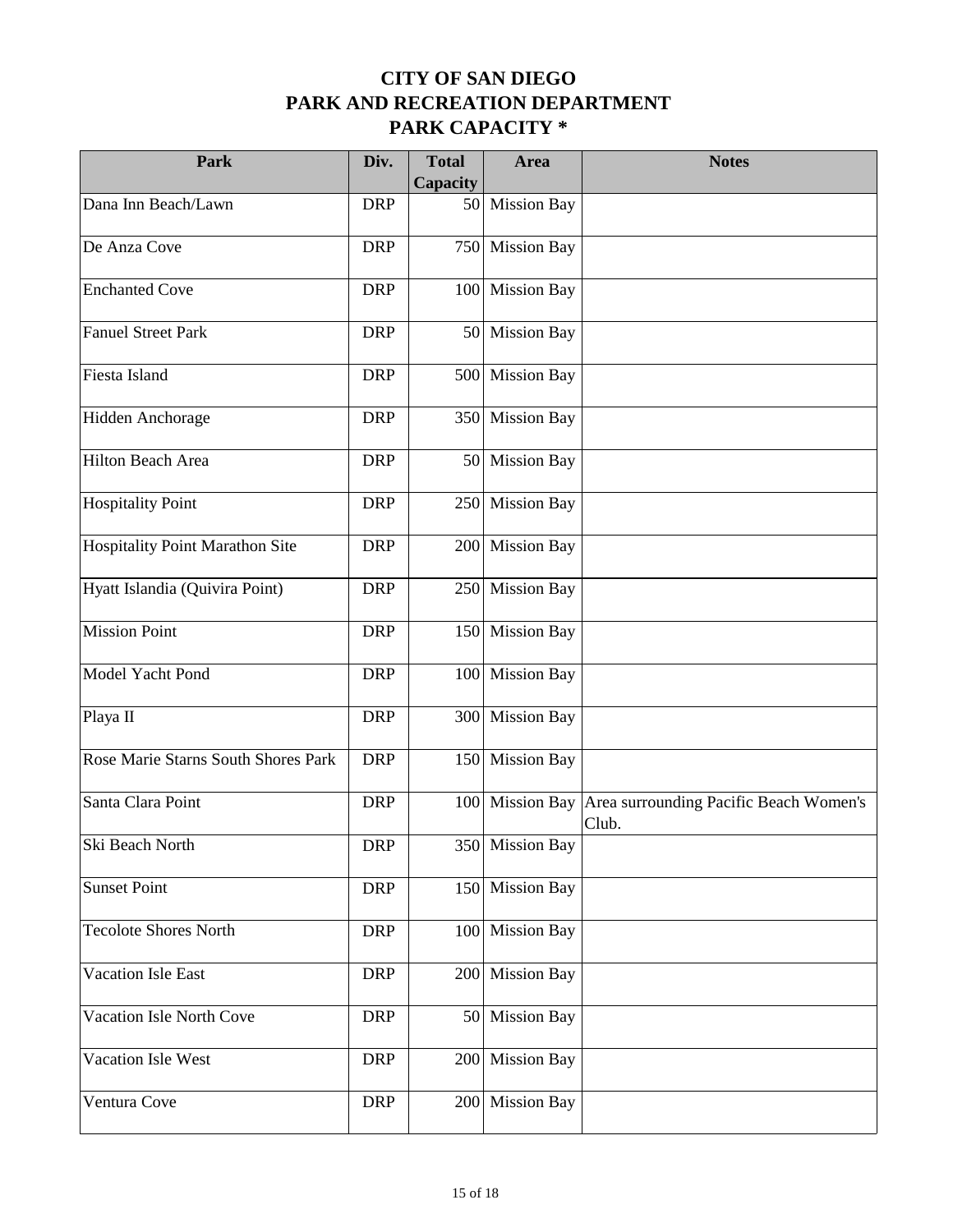# CITY OF SAN DIEGO
# PARK AND RECREATION DEPARTMENT
# PARK CAPACITY *

| Park | Div. | Total Capacity | Area | Notes |
|---|---|---|---|---|
| Dana Inn Beach/Lawn | DRP | 50 | Mission Bay | |
| De Anza Cove | DRP | 750 | Mission Bay | |
| Enchanted Cove | DRP | 100 | Mission Bay | |
| Fanuel Street Park | DRP | 50 | Mission Bay | |
| Fiesta Island | DRP | 500 | Mission Bay | |
| Hidden Anchorage | DRP | 350 | Mission Bay | |
| Hilton Beach Area | DRP | 50 | Mission Bay | |
| Hospitality Point | DRP | 250 | Mission Bay | |
| Hospitality Point Marathon Site | DRP | 200 | Mission Bay | |
| Hyatt Islandia (Quivira Point) | DRP | 250 | Mission Bay | |
| Mission Point | DRP | 150 | Mission Bay | |
| Model Yacht Pond | DRP | 100 | Mission Bay | |
| Playa II | DRP | 300 | Mission Bay | |
| Rose Marie Starns South Shores Park | DRP | 150 | Mission Bay | |
| Santa Clara Point | DRP | 100 | Mission Bay | Area surrounding Pacific Beach Women's Club. |
| Ski Beach North | DRP | 350 | Mission Bay | |
| Sunset Point | DRP | 150 | Mission Bay | |
| Tecolote Shores North | DRP | 100 | Mission Bay | |
| Vacation Isle East | DRP | 200 | Mission Bay | |
| Vacation Isle North Cove | DRP | 50 | Mission Bay | |
| Vacation Isle West | DRP | 200 | Mission Bay | |
| Ventura Cove | DRP | 200 | Mission Bay | |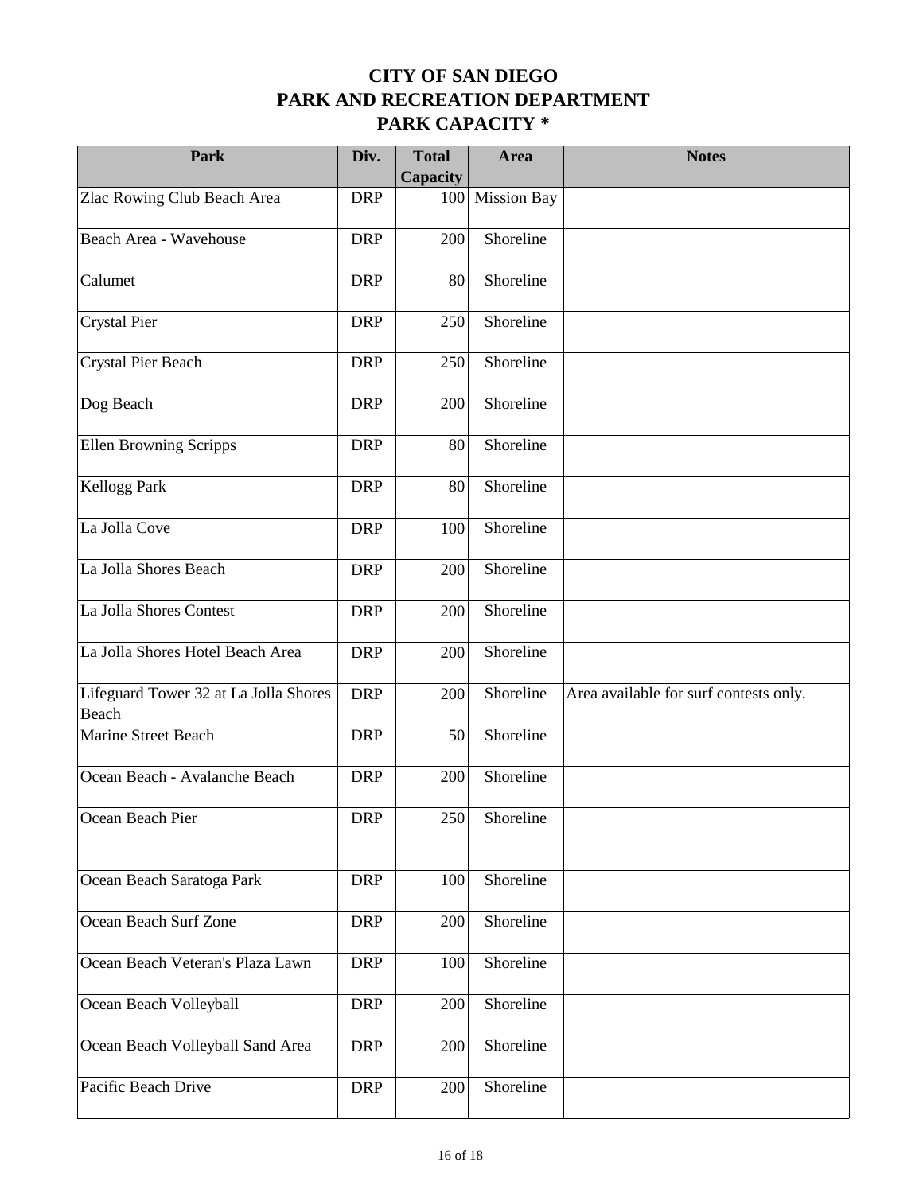# CITY OF SAN DIEGO
# PARK AND RECREATION DEPARTMENT
# PARK CAPACITY *

| Park | Div. | Total Capacity | Area | Notes |
|---|---|---|---|---|
| Zlac Rowing Club Beach Area | DRP | 100 | Mission Bay | |
| Beach Area - Wavehouse | DRP | 200 | Shoreline | |
| Calumet | DRP | 80 | Shoreline | |
| Crystal Pier | DRP | 250 | Shoreline | |
| Crystal Pier Beach | DRP | 250 | Shoreline | |
| Dog Beach | DRP | 200 | Shoreline | |
| Ellen Browning Scripps | DRP | 80 | Shoreline | |
| Kellogg Park | DRP | 80 | Shoreline | |
| La Jolla Cove | DRP | 100 | Shoreline | |
| La Jolla Shores Beach | DRP | 200 | Shoreline | |
| La Jolla Shores Contest | DRP | 200 | Shoreline | |
| La Jolla Shores Hotel Beach Area | DRP | 200 | Shoreline | |
| Lifeguard Tower 32 at La Jolla Shores Beach | DRP | 200 | Shoreline | Area available for surf contests only. |
| Marine Street Beach | DRP | 50 | Shoreline | |
| Ocean Beach - Avalanche Beach | DRP | 200 | Shoreline | |
| Ocean Beach Pier | DRP | 250 | Shoreline | |
| Ocean Beach Saratoga Park | DRP | 100 | Shoreline | |
| Ocean Beach Surf Zone | DRP | 200 | Shoreline | |
| Ocean Beach Veteran's Plaza Lawn | DRP | 100 | Shoreline | |
| Ocean Beach Volleyball | DRP | 200 | Shoreline | |
| Ocean Beach Volleyball Sand Area | DRP | 200 | Shoreline | |
| Pacific Beach Drive | DRP | 200 | Shoreline | |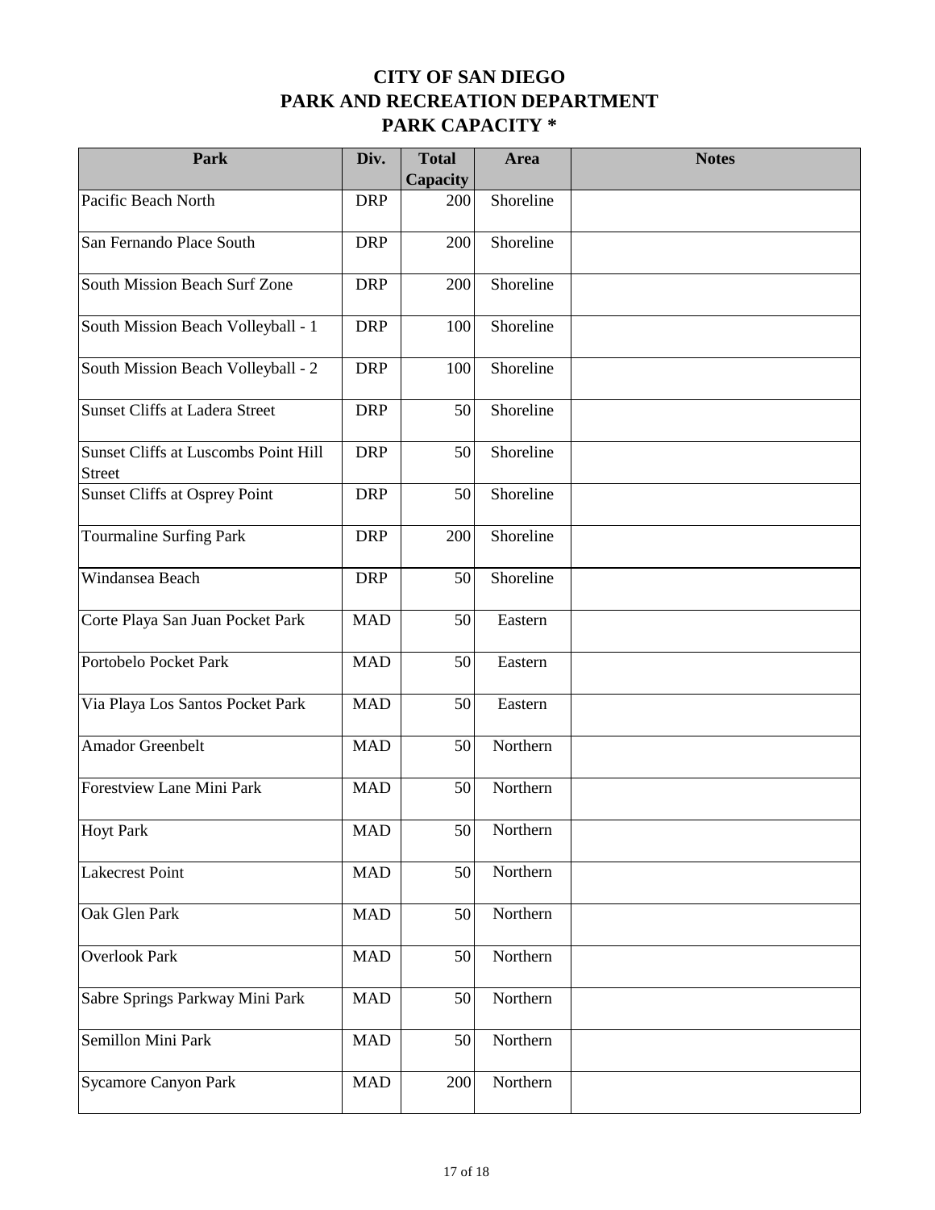# CITY OF SAN DIEGO
# PARK AND RECREATION DEPARTMENT
# PARK CAPACITY *

| Park | Div. | Total Capacity | Area | Notes |
|---|---|---|---|---|
| Pacific Beach North | DRP | 200 | Shoreline | |
| San Fernando Place South | DRP | 200 | Shoreline | |
| South Mission Beach Surf Zone | DRP | 200 | Shoreline | |
| South Mission Beach Volleyball - 1 | DRP | 100 | Shoreline | |
| South Mission Beach Volleyball - 2 | DRP | 100 | Shoreline | |
| Sunset Cliffs at Ladera Street | DRP | 50 | Shoreline | |
| Sunset Cliffs at Luscombs Point Hill Street | DRP | 50 | Shoreline | |
| Sunset Cliffs at Osprey Point | DRP | 50 | Shoreline | |
| Tourmaline Surfing Park | DRP | 200 | Shoreline | |
| Windansea Beach | DRP | 50 | Shoreline | |
| Corte Playa San Juan Pocket Park | MAD | 50 | Eastern | |
| Portobelo Pocket Park | MAD | 50 | Eastern | |
| Via Playa Los Santos Pocket Park | MAD | 50 | Eastern | |
| Amador Greenbelt | MAD | 50 | Northern | |
| Forestview Lane Mini Park | MAD | 50 | Northern | |
| Hoyt Park | MAD | 50 | Northern | |
| Lakecrest Point | MAD | 50 | Northern | |
| Oak Glen Park | MAD | 50 | Northern | |
| Overlook Park | MAD | 50 | Northern | |
| Sabre Springs Parkway Mini Park | MAD | 50 | Northern | |
| Semillon Mini Park | MAD | 50 | Northern | |
| Sycamore Canyon Park | MAD | 200 | Northern | |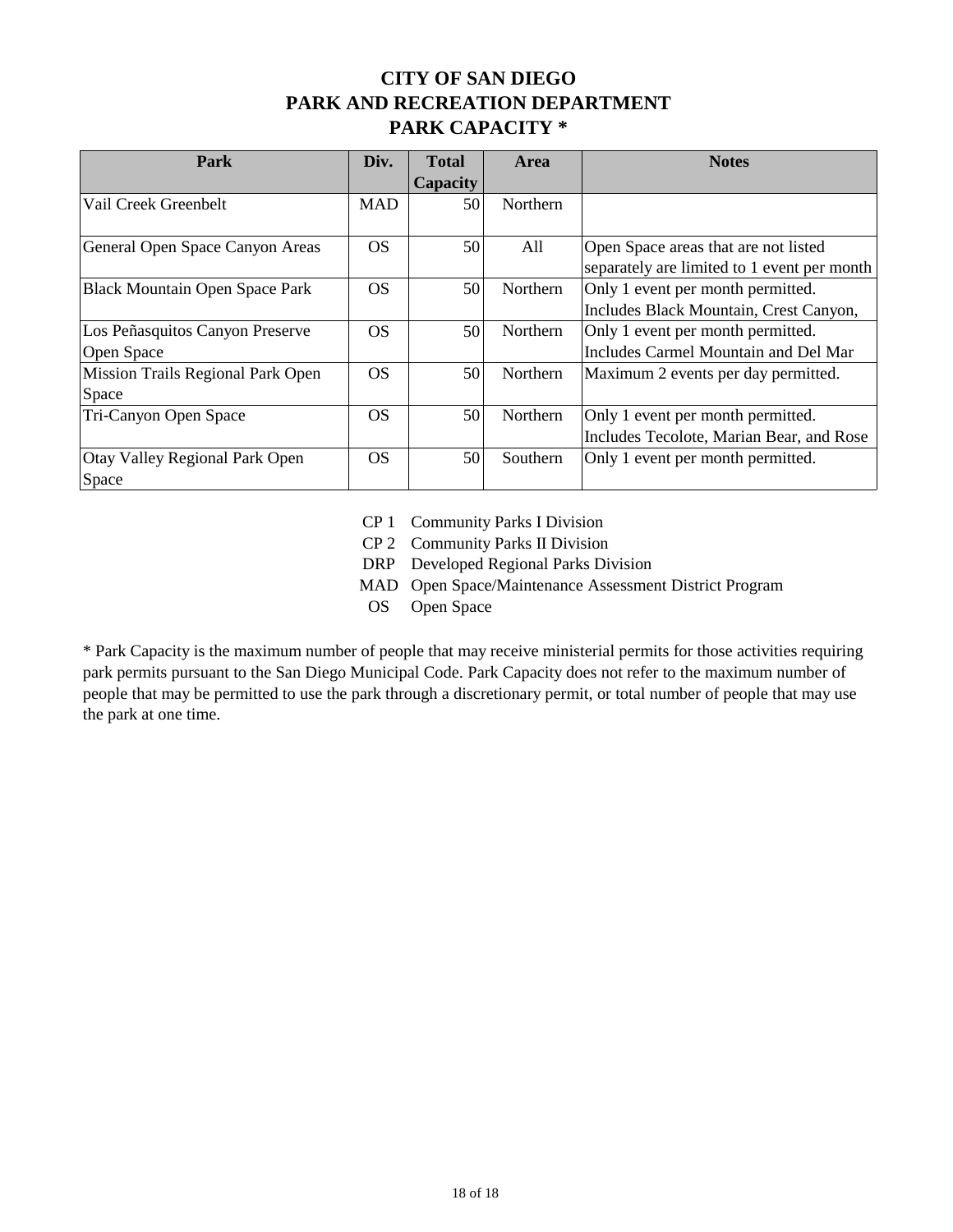# CITY OF SAN DIEGO
# PARK AND RECREATION DEPARTMENT
# PARK CAPACITY *

| Park | Div. | Total Capacity | Area | Notes |
|---|---|---|---|---|
| Vail Creek Greenbelt | MAD | 50 | Northern | |
| General Open Space Canyon Areas | OS | 50 | All | Open Space areas that are not listed separately are limited to 1 event per month |
| Black Mountain Open Space Park | OS | 50 | Northern | Only 1 event per month permitted. Includes Black Mountain, Crest Canyon, |
| Los Peñasquitos Canyon Preserve Open Space | OS | 50 | Northern | Only 1 event per month permitted. Includes Carmel Mountain and Del Mar |
| Mission Trails Regional Park Open Space | OS | 50 | Northern | Maximum 2 events per day permitted. |
| Tri-Canyon Open Space | OS | 50 | Northern | Only 1 event per month permitted. Includes Tecolote, Marian Bear, and Rose |
| Otay Valley Regional Park Open Space | OS | 50 | Southern | Only 1 event per month permitted. |

CP 1 Community Parks I Division
CP 2 Community Parks II Division
DRP Developed Regional Parks Division
MAD Open Space/Maintenance Assessment District Program
OS Open Space

* Park Capacity is the maximum number of people that may receive ministerial permits for those activities requiring park permits pursuant to the San Diego Municipal Code. Park Capacity does not refer to the maximum number of people that may be permitted to use the park through a discretionary permit, or total number of people that may use the park at one time.